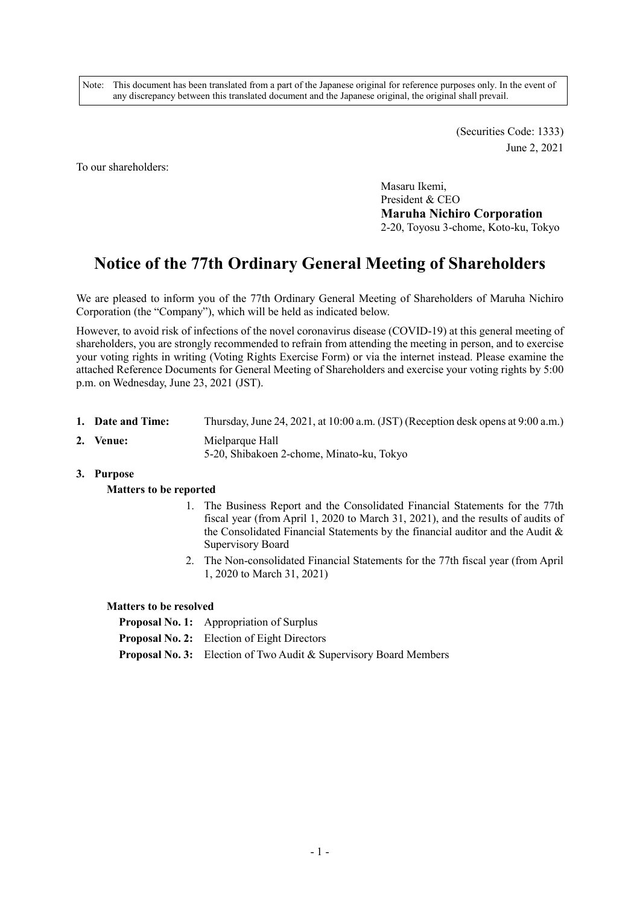Note: This document has been translated from a part of the Japanese original for reference purposes only. In the event of any discrepancy between this translated document and the Japanese original, the original shall prevail.

(Securities Code: 1333)
June 2, 2021

To our shareholders:

Masaru Ikemi,
President & CEO
**Maruha Nichiro Corporation**
2-20, Toyosu 3-chome, Koto-ku, Tokyo

# Notice of the 77th Ordinary General Meeting of Shareholders

We are pleased to inform you of the 77th Ordinary General Meeting of Shareholders of Maruha Nichiro Corporation (the "Company"), which will be held as indicated below.

However, to avoid risk of infections of the novel coronavirus disease (COVID-19) at this general meeting of shareholders, you are strongly recommended to refrain from attending the meeting in person, and to exercise your voting rights in writing (Voting Rights Exercise Form) or via the internet instead. Please examine the attached Reference Documents for General Meeting of Shareholders and exercise your voting rights by 5:00 p.m. on Wednesday, June 23, 2021 (JST).

1. **Date and Time:** Thursday, June 24, 2021, at 10:00 a.m. (JST) (Reception desk opens at 9:00 a.m.)
2. **Venue:** Mielparque Hall
   5-20, Shibakoen 2-chome, Minato-ku, Tokyo
3. **Purpose**

**Matters to be reported**

1. The Business Report and the Consolidated Financial Statements for the 77th fiscal year (from April 1, 2020 to March 31, 2021), and the results of audits of the Consolidated Financial Statements by the financial auditor and the Audit & Supervisory Board
2. The Non-consolidated Financial Statements for the 77th fiscal year (from April 1, 2020 to March 31, 2021)

**Matters to be resolved**

**Proposal No. 1:** Appropriation of Surplus
**Proposal No. 2:** Election of Eight Directors
**Proposal No. 3:** Election of Two Audit & Supervisory Board Members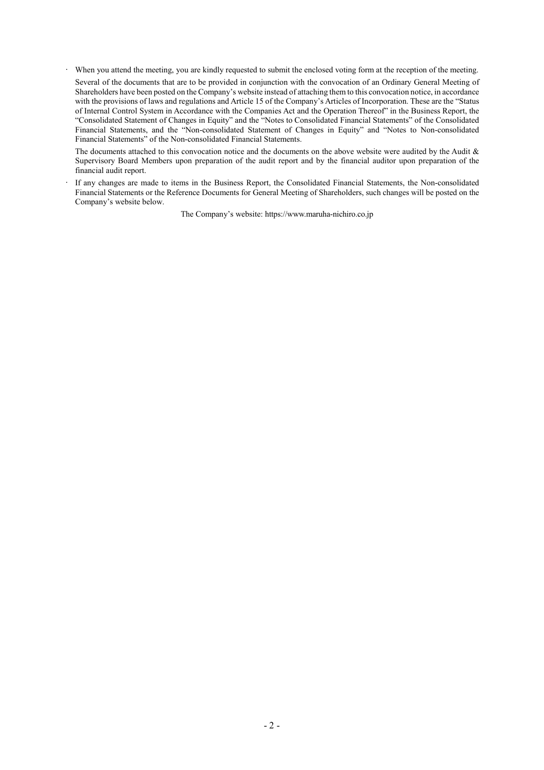- When you attend the meeting, you are kindly requested to submit the enclosed voting form at the reception of the meeting.

  Several of the documents that are to be provided in conjunction with the convocation of an Ordinary General Meeting of Shareholders have been posted on the Company's website instead of attaching them to this convocation notice, in accordance with the provisions of laws and regulations and Article 15 of the Company's Articles of Incorporation. These are the "Status of Internal Control System in Accordance with the Companies Act and the Operation Thereof" in the Business Report, the "Consolidated Statement of Changes in Equity" and the "Notes to Consolidated Financial Statements" of the Consolidated Financial Statements, and the "Non-consolidated Statement of Changes in Equity" and "Notes to Non-consolidated Financial Statements" of the Non-consolidated Financial Statements.

  The documents attached to this convocation notice and the documents on the above website were audited by the Audit & Supervisory Board Members upon preparation of the audit report and by the financial auditor upon preparation of the financial audit report.

- If any changes are made to items in the Business Report, the Consolidated Financial Statements, the Non-consolidated Financial Statements or the Reference Documents for General Meeting of Shareholders, such changes will be posted on the Company's website below.

  The Company's website: https://www.maruha-nichiro.co.jp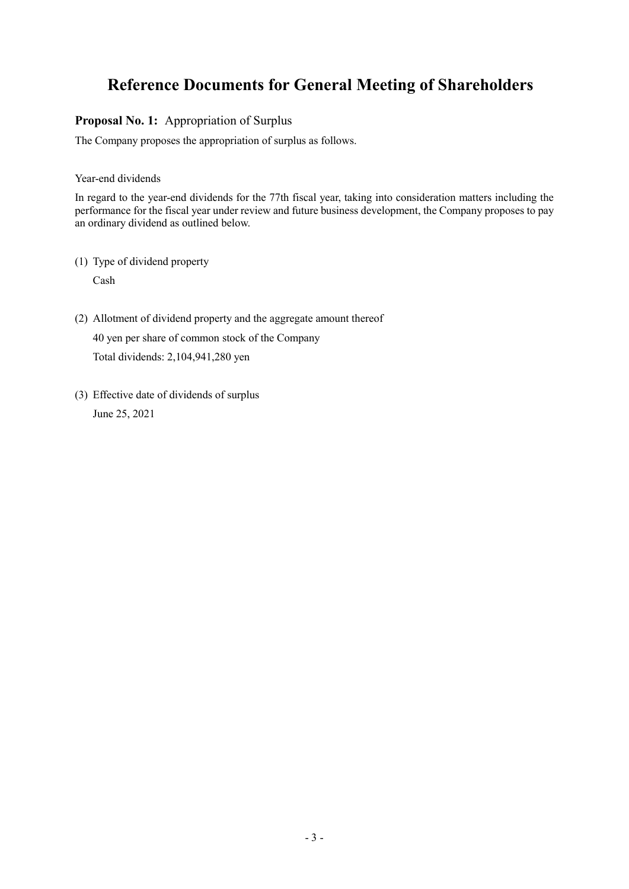# Reference Documents for General Meeting of Shareholders

**Proposal No. 1:** Appropriation of Surplus

The Company proposes the appropriation of surplus as follows.

Year-end dividends

In regard to the year-end dividends for the 77th fiscal year, taking into consideration matters including the performance for the fiscal year under review and future business development, the Company proposes to pay an ordinary dividend as outlined below.

(1) Type of dividend property

Cash

(2) Allotment of dividend property and the aggregate amount thereof

40 yen per share of common stock of the Company

Total dividends: 2,104,941,280 yen

(3) Effective date of dividends of surplus

June 25, 2021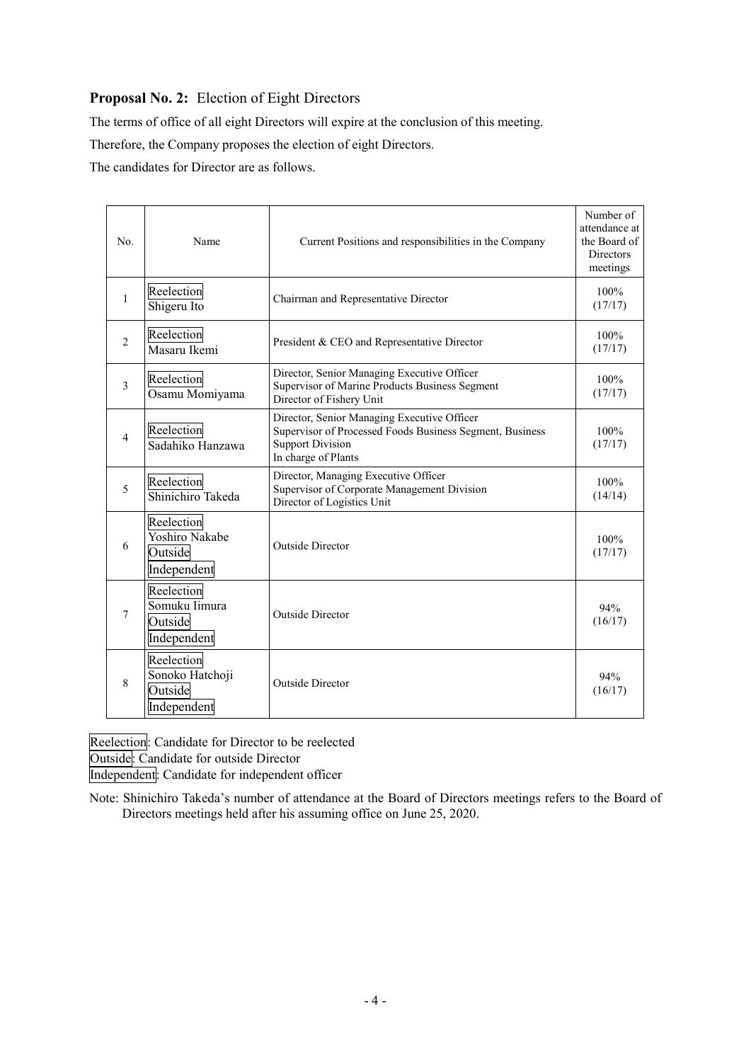**Proposal No. 2:** Election of Eight Directors

The terms of office of all eight Directors will expire at the conclusion of this meeting.

Therefore, the Company proposes the election of eight Directors.

The candidates for Director are as follows.

| No. | Name | Current Positions and responsibilities in the Company | Number of attendance at the Board of Directors meetings |
|---|---|---|---|
| 1 | Reelection<br>Shigeru Ito | Chairman and Representative Director | 100%<br>(17/17) |
| 2 | Reelection<br>Masaru Ikemi | President & CEO and Representative Director | 100%<br>(17/17) |
| 3 | Reelection<br>Osamu Momiyama | Director, Senior Managing Executive Officer<br>Supervisor of Marine Products Business Segment<br>Director of Fishery Unit | 100%<br>(17/17) |
| 4 | Reelection<br>Sadahiko Hanzawa | Director, Senior Managing Executive Officer<br>Supervisor of Processed Foods Business Segment, Business Support Division<br>In charge of Plants | 100%<br>(17/17) |
| 5 | Reelection<br>Shinichiro Takeda | Director, Managing Executive Officer<br>Supervisor of Corporate Management Division<br>Director of Logistics Unit | 100%<br>(14/14) |
| 6 | Reelection<br>Yoshiro Nakabe<br>Outside<br>Independent | Outside Director | 100%<br>(17/17) |
| 7 | Reelection<br>Somuku Iimura<br>Outside<br>Independent | Outside Director | 94%<br>(16/17) |
| 8 | Reelection<br>Sonoko Hatchoji<br>Outside<br>Independent | Outside Director | 94%<br>(16/17) |

Reelection: Candidate for Director to be reelected
Outside: Candidate for outside Director
Independent: Candidate for independent officer

Note: Shinichiro Takeda's number of attendance at the Board of Directors meetings refers to the Board of Directors meetings held after his assuming office on June 25, 2020.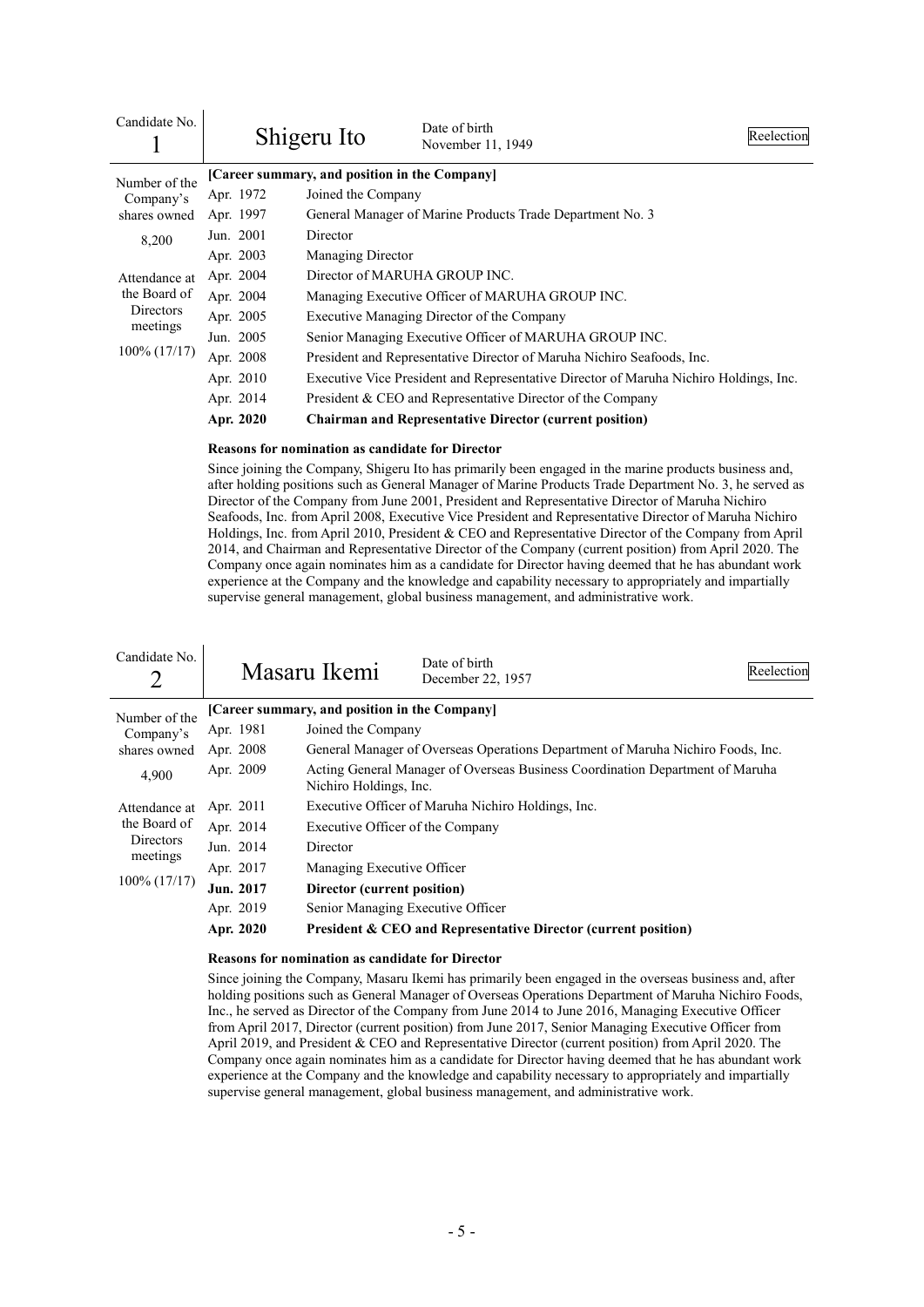| Candidate No. 1 | Shigeru Ito | Date of birth November 11, 1949 | Reelection |
|---|---|---|---|

**Number of the Company's shares owned:** 8,200

**Attendance at the Board of Directors meetings:** 100% (17/17)

**[Career summary, and position in the Company]**

| | |
|---|---|
| Apr. 1972 | Joined the Company |
| Apr. 1997 | General Manager of Marine Products Trade Department No. 3 |
| Jun. 2001 | Director |
| Apr. 2003 | Managing Director |
| Apr. 2004 | Director of MARUHA GROUP INC. |
| Apr. 2004 | Managing Executive Officer of MARUHA GROUP INC. |
| Apr. 2005 | Executive Managing Director of the Company |
| Jun. 2005 | Senior Managing Executive Officer of MARUHA GROUP INC. |
| Apr. 2008 | President and Representative Director of Maruha Nichiro Seafoods, Inc. |
| Apr. 2010 | Executive Vice President and Representative Director of Maruha Nichiro Holdings, Inc. |
| Apr. 2014 | President & CEO and Representative Director of the Company |
| **Apr. 2020** | **Chairman and Representative Director (current position)** |

**Reasons for nomination as candidate for Director**

Since joining the Company, Shigeru Ito has primarily been engaged in the marine products business and, after holding positions such as General Manager of Marine Products Trade Department No. 3, he served as Director of the Company from June 2001, President and Representative Director of Maruha Nichiro Seafoods, Inc. from April 2008, Executive Vice President and Representative Director of Maruha Nichiro Holdings, Inc. from April 2010, President & CEO and Representative Director of the Company from April 2014, and Chairman and Representative Director of the Company (current position) from April 2020. The Company once again nominates him as a candidate for Director having deemed that he has abundant work experience at the Company and the knowledge and capability necessary to appropriately and impartially supervise general management, global business management, and administrative work.

| Candidate No. 2 | Masaru Ikemi | Date of birth December 22, 1957 | Reelection |
|---|---|---|---|

**Number of the Company's shares owned:** 4,900

**Attendance at the Board of Directors meetings:** 100% (17/17)

**[Career summary, and position in the Company]**

| | |
|---|---|
| Apr. 1981 | Joined the Company |
| Apr. 2008 | General Manager of Overseas Operations Department of Maruha Nichiro Foods, Inc. |
| Apr. 2009 | Acting General Manager of Overseas Business Coordination Department of Maruha Nichiro Holdings, Inc. |
| Apr. 2011 | Executive Officer of Maruha Nichiro Holdings, Inc. |
| Apr. 2014 | Executive Officer of the Company |
| Jun. 2014 | Director |
| Apr. 2017 | Managing Executive Officer |
| **Jun. 2017** | **Director (current position)** |
| Apr. 2019 | Senior Managing Executive Officer |
| **Apr. 2020** | **President & CEO and Representative Director (current position)** |

**Reasons for nomination as candidate for Director**

Since joining the Company, Masaru Ikemi has primarily been engaged in the overseas business and, after holding positions such as General Manager of Overseas Operations Department of Maruha Nichiro Foods, Inc., he served as Director of the Company from June 2014 to June 2016, Managing Executive Officer from April 2017, Director (current position) from June 2017, Senior Managing Executive Officer from April 2019, and President & CEO and Representative Director (current position) from April 2020. The Company once again nominates him as a candidate for Director having deemed that he has abundant work experience at the Company and the knowledge and capability necessary to appropriately and impartially supervise general management, global business management, and administrative work.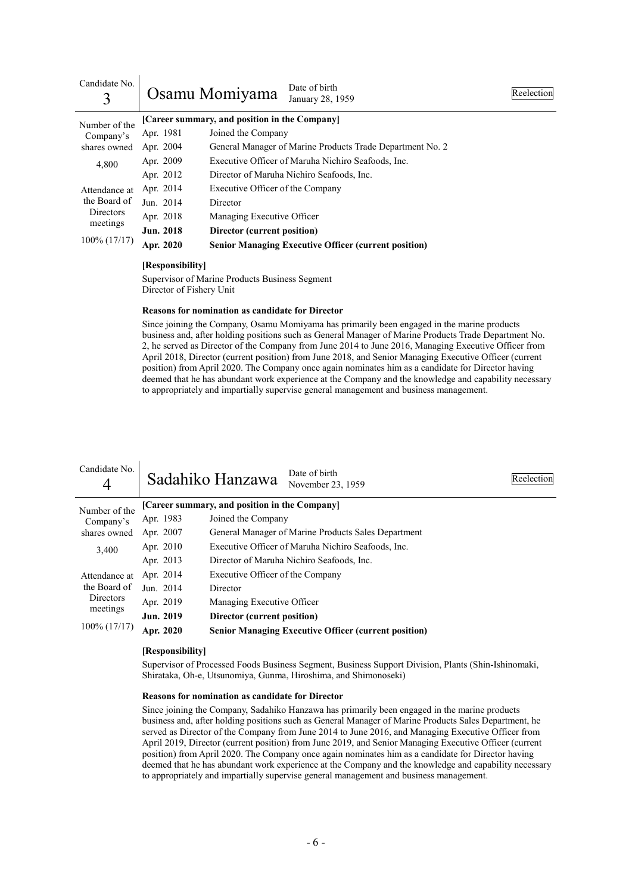| Candidate No. 3 | Osamu Momiyama | Date of birth January 28, 1959 | Reelection |
|---|---|---|---|

**[Career summary, and position in the Company]**

| Number of the Company's shares owned<br>4,800<br><br>Attendance at the Board of Directors meetings<br>100% (17/17) | | |
|---|---|---|
| | Apr. 1981 | Joined the Company |
| | Apr. 2004 | General Manager of Marine Products Trade Department No. 2 |
| | Apr. 2009 | Executive Officer of Maruha Nichiro Seafoods, Inc. |
| | Apr. 2012 | Director of Maruha Nichiro Seafoods, Inc. |
| | Apr. 2014 | Executive Officer of the Company |
| | Jun. 2014 | Director |
| | Apr. 2018 | Managing Executive Officer |
| | **Jun. 2018** | **Director (current position)** |
| | **Apr. 2020** | **Senior Managing Executive Officer (current position)** |

**[Responsibility]**

Supervisor of Marine Products Business Segment
Director of Fishery Unit

**Reasons for nomination as candidate for Director**

Since joining the Company, Osamu Momiyama has primarily been engaged in the marine products business and, after holding positions such as General Manager of Marine Products Trade Department No. 2, he served as Director of the Company from June 2014 to June 2016, Managing Executive Officer from April 2018, Director (current position) from June 2018, and Senior Managing Executive Officer (current position) from April 2020. The Company once again nominates him as a candidate for Director having deemed that he has abundant work experience at the Company and the knowledge and capability necessary to appropriately and impartially supervise general management and business management.

| Candidate No. 4 | Sadahiko Hanzawa | Date of birth November 23, 1959 | Reelection |
|---|---|---|---|

**[Career summary, and position in the Company]**

| Number of the Company's shares owned<br>3,400<br><br>Attendance at the Board of Directors meetings<br>100% (17/17) | | |
|---|---|---|
| | Apr. 1983 | Joined the Company |
| | Apr. 2007 | General Manager of Marine Products Sales Department |
| | Apr. 2010 | Executive Officer of Maruha Nichiro Seafoods, Inc. |
| | Apr. 2013 | Director of Maruha Nichiro Seafoods, Inc. |
| | Apr. 2014 | Executive Officer of the Company |
| | Jun. 2014 | Director |
| | Apr. 2019 | Managing Executive Officer |
| | **Jun. 2019** | **Director (current position)** |
| | **Apr. 2020** | **Senior Managing Executive Officer (current position)** |

**[Responsibility]**

Supervisor of Processed Foods Business Segment, Business Support Division, Plants (Shin-Ishinomaki, Shirataka, Oh-e, Utsunomiya, Gunma, Hiroshima, and Shimonoseki)

**Reasons for nomination as candidate for Director**

Since joining the Company, Sadahiko Hanzawa has primarily been engaged in the marine products business and, after holding positions such as General Manager of Marine Products Sales Department, he served as Director of the Company from June 2014 to June 2016, and Managing Executive Officer from April 2019, Director (current position) from June 2019, and Senior Managing Executive Officer (current position) from April 2020. The Company once again nominates him as a candidate for Director having deemed that he has abundant work experience at the Company and the knowledge and capability necessary to appropriately and impartially supervise general management and business management.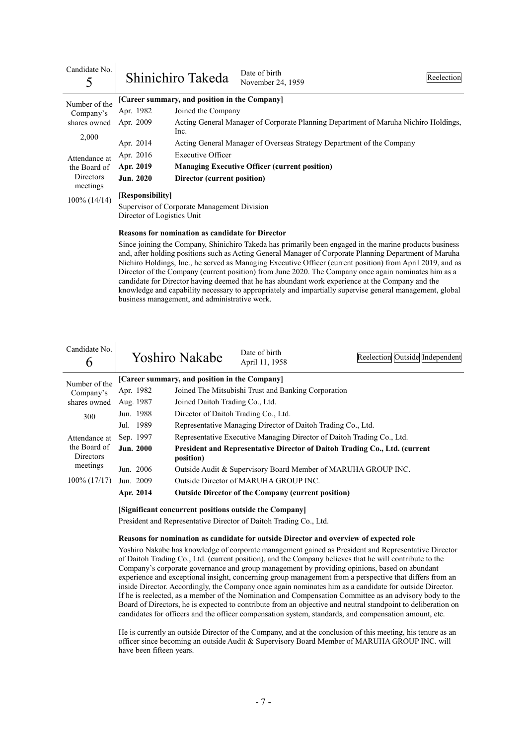Candidate No. 5

## Shinichiro Takeda

Date of birth November 24, 1959

Reelection

Number of the Company's shares owned: 2,000

Attendance at the Board of Directors meetings: 100% (14/14)

**[Career summary, and position in the Company]**

| | |
|---|---|
| Apr. 1982 | Joined the Company |
| Apr. 2009 | Acting General Manager of Corporate Planning Department of Maruha Nichiro Holdings, Inc. |
| Apr. 2014 | Acting General Manager of Overseas Strategy Department of the Company |
| Apr. 2016 | Executive Officer |
| **Apr. 2019** | **Managing Executive Officer (current position)** |
| **Jun. 2020** | **Director (current position)** |

**[Responsibility]**

Supervisor of Corporate Management Division
Director of Logistics Unit

**Reasons for nomination as candidate for Director**

Since joining the Company, Shinichiro Takeda has primarily been engaged in the marine products business and, after holding positions such as Acting General Manager of Corporate Planning Department of Maruha Nichiro Holdings, Inc., he served as Managing Executive Officer (current position) from April 2019, and as Director of the Company (current position) from June 2020. The Company once again nominates him as a candidate for Director having deemed that he has abundant work experience at the Company and the knowledge and capability necessary to appropriately and impartially supervise general management, global business management, and administrative work.

Candidate No. 6

## Yoshiro Nakabe

Date of birth April 11, 1958

Reelection Outside Independent

Number of the Company's shares owned: 300

Attendance at the Board of Directors meetings: 100% (17/17)

**[Career summary, and position in the Company]**

| | |
|---|---|
| Apr. 1982 | Joined The Mitsubishi Trust and Banking Corporation |
| Aug. 1987 | Joined Daitoh Trading Co., Ltd. |
| Jun. 1988 | Director of Daitoh Trading Co., Ltd. |
| Jul. 1989 | Representative Managing Director of Daitoh Trading Co., Ltd. |
| Sep. 1997 | Representative Executive Managing Director of Daitoh Trading Co., Ltd. |
| **Jun. 2000** | **President and Representative Director of Daitoh Trading Co., Ltd. (current position)** |
| Jun. 2006 | Outside Audit & Supervisory Board Member of MARUHA GROUP INC. |
| Jun. 2009 | Outside Director of MARUHA GROUP INC. |
| **Apr. 2014** | **Outside Director of the Company (current position)** |

**[Significant concurrent positions outside the Company]**

President and Representative Director of Daitoh Trading Co., Ltd.

**Reasons for nomination as candidate for outside Director and overview of expected role**

Yoshiro Nakabe has knowledge of corporate management gained as President and Representative Director of Daitoh Trading Co., Ltd. (current position), and the Company believes that he will contribute to the Company's corporate governance and group management by providing opinions, based on abundant experience and exceptional insight, concerning group management from a perspective that differs from an inside Director. Accordingly, the Company once again nominates him as a candidate for outside Director. If he is reelected, as a member of the Nomination and Compensation Committee as an advisory body to the Board of Directors, he is expected to contribute from an objective and neutral standpoint to deliberation on candidates for officers and the officer compensation system, standards, and compensation amount, etc.

He is currently an outside Director of the Company, and at the conclusion of this meeting, his tenure as an officer since becoming an outside Audit & Supervisory Board Member of MARUHA GROUP INC. will have been fifteen years.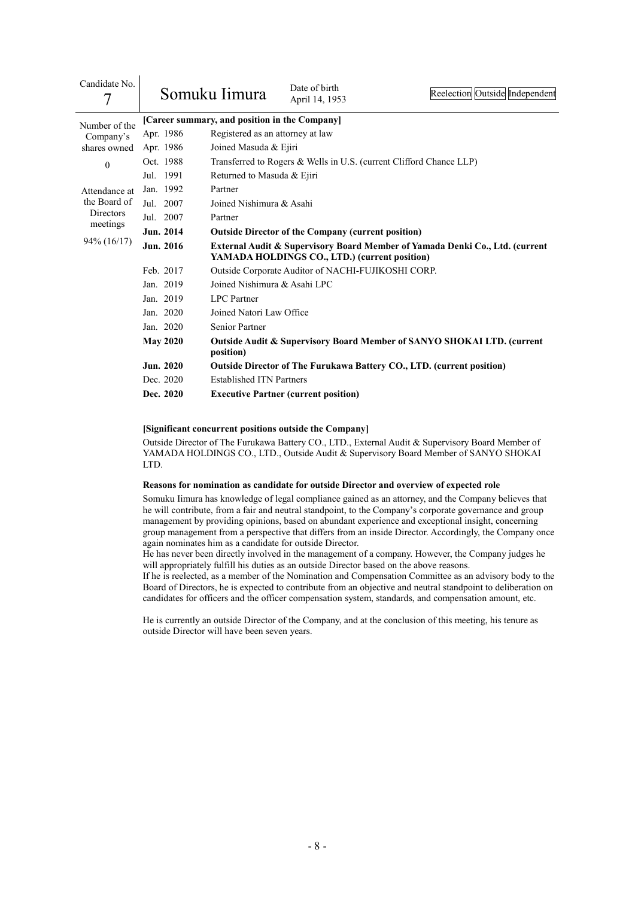| Candidate No. 7 | Somuku Iimura | Date of birth April 14, 1953 | Reelection Outside Independent |
|---|---|---|---|

| Number of the Company's shares owned | [Career summary, and position in the Company] | |
|---|---|---|
| 0 | Apr. 1986 | Registered as an attorney at law |
| | Apr. 1986 | Joined Masuda & Ejiri |
| | Oct. 1988 | Transferred to Rogers & Wells in U.S. (current Clifford Chance LLP) |
| | Jul. 1991 | Returned to Masuda & Ejiri |
| **Attendance at the Board of Directors meetings** | Jan. 1992 | Partner |
| 94% (16/17) | Jul. 2007 | Joined Nishimura & Asahi |
| | Jul. 2007 | Partner |
| | **Jun. 2014** | **Outside Director of the Company (current position)** |
| | **Jun. 2016** | **External Audit & Supervisory Board Member of Yamada Denki Co., Ltd. (current YAMADA HOLDINGS CO., LTD.) (current position)** |
| | Feb. 2017 | Outside Corporate Auditor of NACHI-FUJIKOSHI CORP. |
| | Jan. 2019 | Joined Nishimura & Asahi LPC |
| | Jan. 2019 | LPC Partner |
| | Jan. 2020 | Joined Natori Law Office |
| | Jan. 2020 | Senior Partner |
| | **May 2020** | **Outside Audit & Supervisory Board Member of SANYO SHOKAI LTD. (current position)** |
| | **Jun. 2020** | **Outside Director of The Furukawa Battery CO., LTD. (current position)** |
| | Dec. 2020 | Established ITN Partners |
| | **Dec. 2020** | **Executive Partner (current position)** |

**[Significant concurrent positions outside the Company]**

Outside Director of The Furukawa Battery CO., LTD., External Audit & Supervisory Board Member of YAMADA HOLDINGS CO., LTD., Outside Audit & Supervisory Board Member of SANYO SHOKAI LTD.

**Reasons for nomination as candidate for outside Director and overview of expected role**

Somuku Iimura has knowledge of legal compliance gained as an attorney, and the Company believes that he will contribute, from a fair and neutral standpoint, to the Company's corporate governance and group management by providing opinions, based on abundant experience and exceptional insight, concerning group management from a perspective that differs from an inside Director. Accordingly, the Company once again nominates him as a candidate for outside Director.

He has never been directly involved in the management of a company. However, the Company judges he will appropriately fulfill his duties as an outside Director based on the above reasons.

If he is reelected, as a member of the Nomination and Compensation Committee as an advisory body to the Board of Directors, he is expected to contribute from an objective and neutral standpoint to deliberation on candidates for officers and the officer compensation system, standards, and compensation amount, etc.

He is currently an outside Director of the Company, and at the conclusion of this meeting, his tenure as outside Director will have been seven years.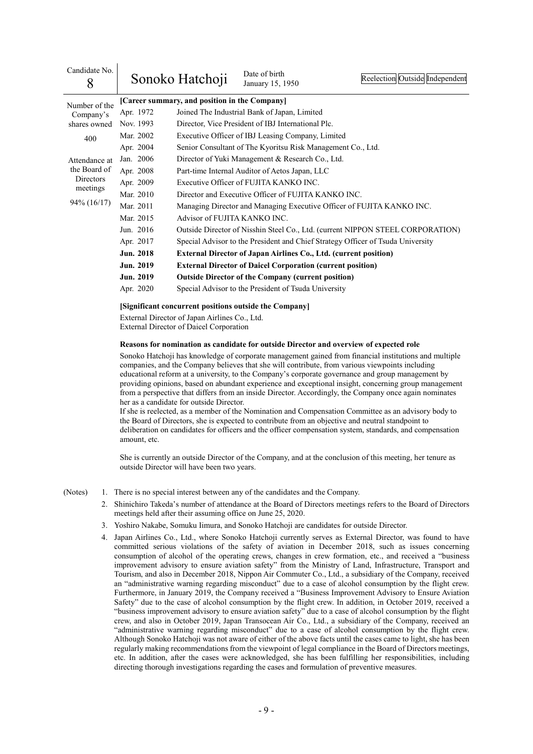| Candidate No. 8 | Sonoko Hatchoji | Date of birth January 15, 1950 | Reelection Outside Independent |
|---|---|---|---|

**[Career summary, and position in the Company]**

| Number of the Company's shares owned | | |
|---|---|---|
| 400 | Apr. 1972 | Joined The Industrial Bank of Japan, Limited |
| | Nov. 1993 | Director, Vice President of IBJ International Plc. |
| | Mar. 2002 | Executive Officer of IBJ Leasing Company, Limited |
| Attendance at the Board of Directors meetings | Apr. 2004 | Senior Consultant of The Kyoritsu Risk Management Co., Ltd. |
| 94% (16/17) | Jan. 2006 | Director of Yuki Management & Research Co., Ltd. |
| | Apr. 2008 | Part-time Internal Auditor of Aetos Japan, LLC |
| | Apr. 2009 | Executive Officer of FUJITA KANKO INC. |
| | Mar. 2010 | Director and Executive Officer of FUJITA KANKO INC. |
| | Mar. 2011 | Managing Director and Managing Executive Officer of FUJITA KANKO INC. |
| | Mar. 2015 | Advisor of FUJITA KANKO INC. |
| | Jun. 2016 | Outside Director of Nisshin Steel Co., Ltd. (current NIPPON STEEL CORPORATION) |
| | Apr. 2017 | Special Advisor to the President and Chief Strategy Officer of Tsuda University |
| | **Jun. 2018** | **External Director of Japan Airlines Co., Ltd. (current position)** |
| | **Jun. 2019** | **External Director of Daicel Corporation (current position)** |
| | **Jun. 2019** | **Outside Director of the Company (current position)** |
| | Apr. 2020 | Special Advisor to the President of Tsuda University |

**[Significant concurrent positions outside the Company]**

External Director of Japan Airlines Co., Ltd.
External Director of Daicel Corporation

**Reasons for nomination as candidate for outside Director and overview of expected role**

Sonoko Hatchoji has knowledge of corporate management gained from financial institutions and multiple companies, and the Company believes that she will contribute, from various viewpoints including educational reform at a university, to the Company's corporate governance and group management by providing opinions, based on abundant experience and exceptional insight, concerning group management from a perspective that differs from an inside Director. Accordingly, the Company once again nominates her as a candidate for outside Director.
If she is reelected, as a member of the Nomination and Compensation Committee as an advisory body to the Board of Directors, she is expected to contribute from an objective and neutral standpoint to deliberation on candidates for officers and the officer compensation system, standards, and compensation amount, etc.

She is currently an outside Director of the Company, and at the conclusion of this meeting, her tenure as outside Director will have been two years.

(Notes)
1. There is no special interest between any of the candidates and the Company.
2. Shinichiro Takeda's number of attendance at the Board of Directors meetings refers to the Board of Directors meetings held after their assuming office on June 25, 2020.
3. Yoshiro Nakabe, Somuku Iimura, and Sonoko Hatchoji are candidates for outside Director.
4. Japan Airlines Co., Ltd., where Sonoko Hatchoji currently serves as External Director, was found to have committed serious violations of the safety of aviation in December 2018, such as issues concerning consumption of alcohol of the operating crews, changes in crew formation, etc., and received a "business improvement advisory to ensure aviation safety" from the Ministry of Land, Infrastructure, Transport and Tourism, and also in December 2018, Nippon Air Commuter Co., Ltd., a subsidiary of the Company, received an "administrative warning regarding misconduct" due to a case of alcohol consumption by the flight crew. Furthermore, in January 2019, the Company received a "Business Improvement Advisory to Ensure Aviation Safety" due to the case of alcohol consumption by the flight crew. In addition, in October 2019, received a "business improvement advisory to ensure aviation safety" due to a case of alcohol consumption by the flight crew, and also in October 2019, Japan Transocean Air Co., Ltd., a subsidiary of the Company, received an "administrative warning regarding misconduct" due to a case of alcohol consumption by the flight crew. Although Sonoko Hatchoji was not aware of either of the above facts until the cases came to light, she has been regularly making recommendations from the viewpoint of legal compliance in the Board of Directors meetings, etc. In addition, after the cases were acknowledged, she has been fulfilling her responsibilities, including directing thorough investigations regarding the cases and formulation of preventive measures.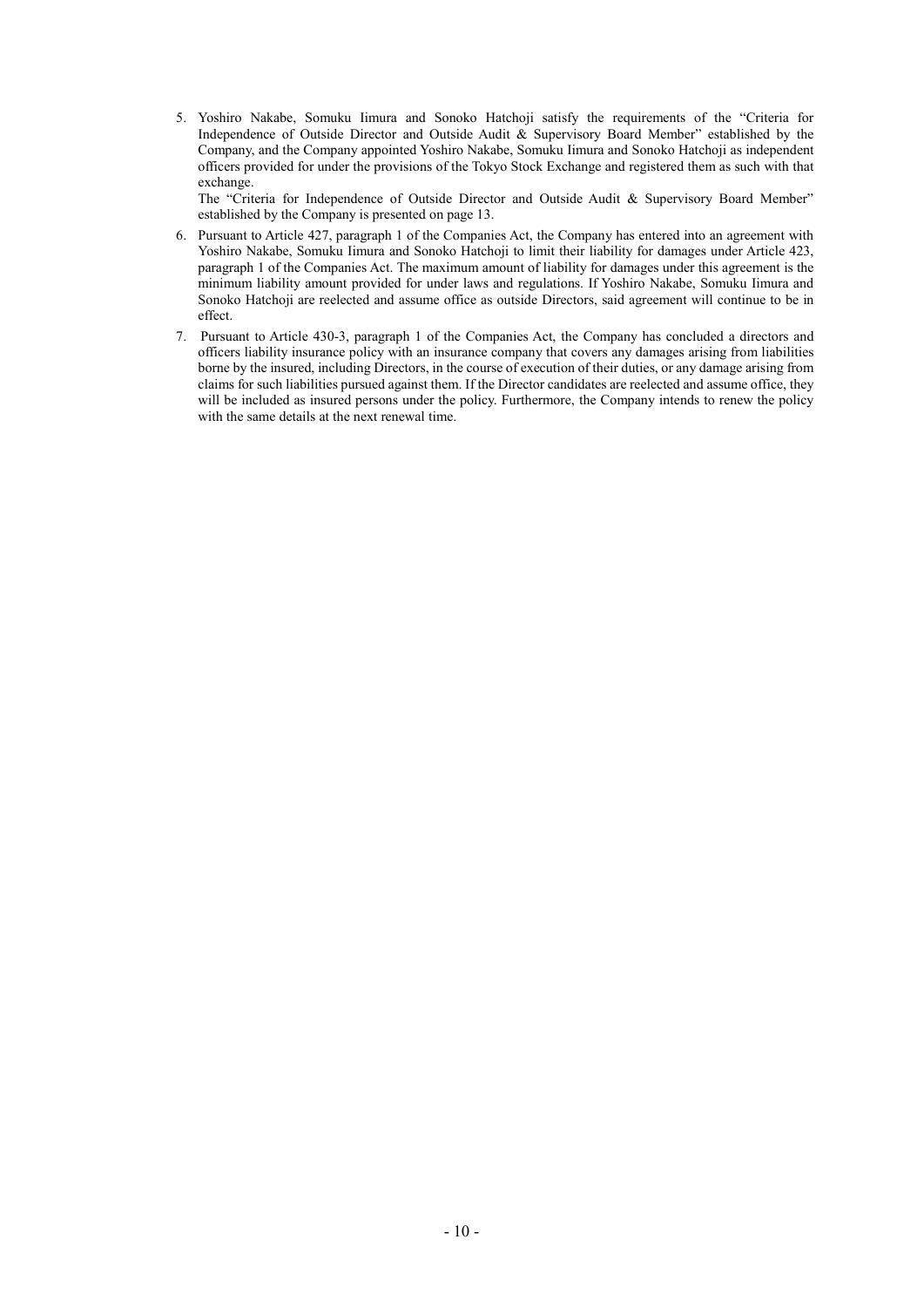5. Yoshiro Nakabe, Somuku Iimura and Sonoko Hatchoji satisfy the requirements of the "Criteria for Independence of Outside Director and Outside Audit & Supervisory Board Member" established by the Company, and the Company appointed Yoshiro Nakabe, Somuku Iimura and Sonoko Hatchoji as independent officers provided for under the provisions of the Tokyo Stock Exchange and registered them as such with that exchange.
   The "Criteria for Independence of Outside Director and Outside Audit & Supervisory Board Member" established by the Company is presented on page 13.
6. Pursuant to Article 427, paragraph 1 of the Companies Act, the Company has entered into an agreement with Yoshiro Nakabe, Somuku Iimura and Sonoko Hatchoji to limit their liability for damages under Article 423, paragraph 1 of the Companies Act. The maximum amount of liability for damages under this agreement is the minimum liability amount provided for under laws and regulations. If Yoshiro Nakabe, Somuku Iimura and Sonoko Hatchoji are reelected and assume office as outside Directors, said agreement will continue to be in effect.
7. Pursuant to Article 430-3, paragraph 1 of the Companies Act, the Company has concluded a directors and officers liability insurance policy with an insurance company that covers any damages arising from liabilities borne by the insured, including Directors, in the course of execution of their duties, or any damage arising from claims for such liabilities pursued against them. If the Director candidates are reelected and assume office, they will be included as insured persons under the policy. Furthermore, the Company intends to renew the policy with the same details at the next renewal time.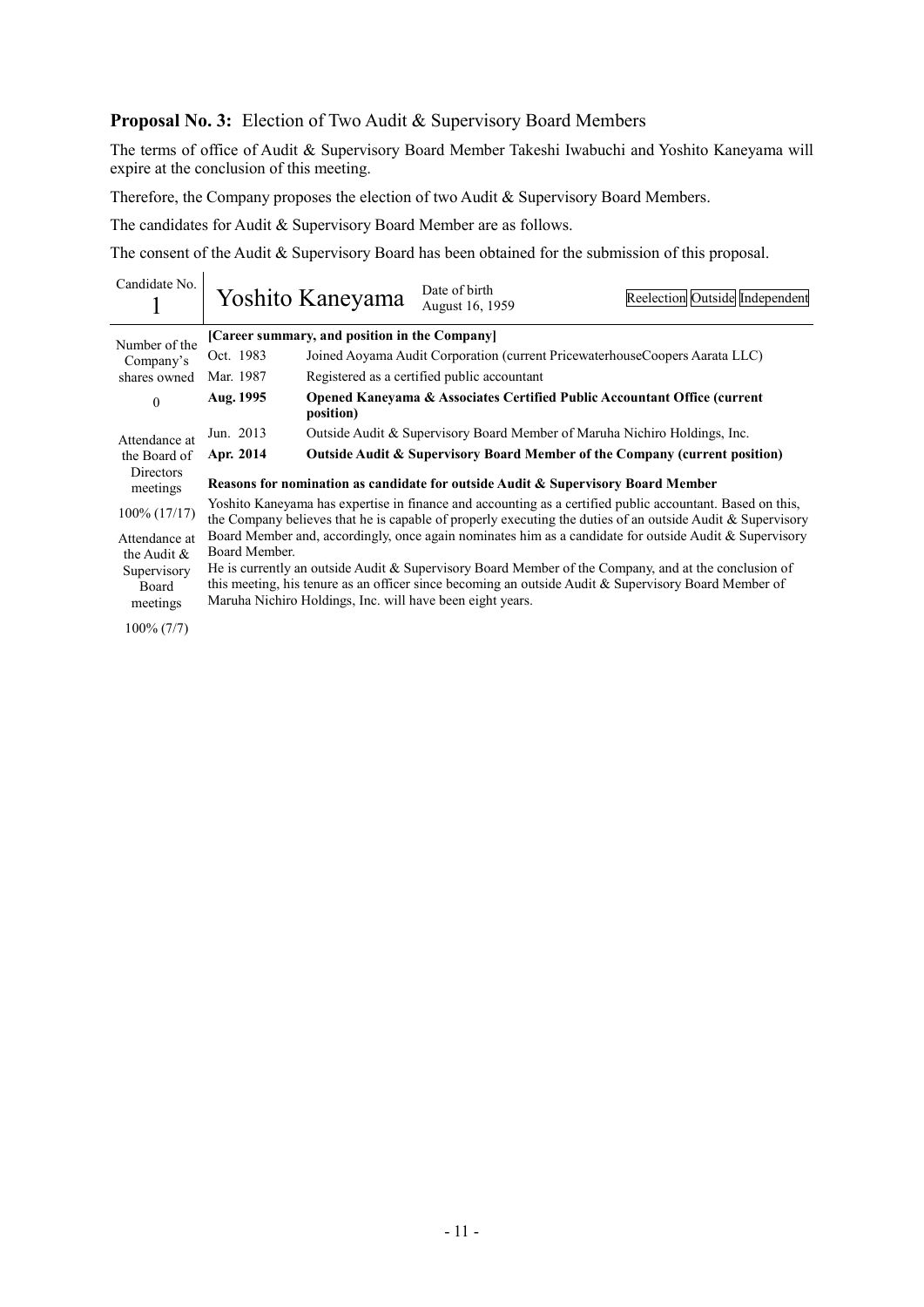**Proposal No. 3:** Election of Two Audit & Supervisory Board Members

The terms of office of Audit & Supervisory Board Member Takeshi Iwabuchi and Yoshito Kaneyama will expire at the conclusion of this meeting.

Therefore, the Company proposes the election of two Audit & Supervisory Board Members.

The candidates for Audit & Supervisory Board Member are as follows.

The consent of the Audit & Supervisory Board has been obtained for the submission of this proposal.

| Candidate No. 1 | Yoshito Kaneyama | Date of birth August 16, 1959 | Reelection Outside Independent |
|---|---|---|---|

| | | |
|---|---|---|
| Number of the Company's shares owned | **[Career summary, and position in the Company]** | |
| 0 | Oct. 1983 | Joined Aoyama Audit Corporation (current PricewaterhouseCoopers Aarata LLC) |
| | Mar. 1987 | Registered as a certified public accountant |
| | **Aug. 1995** | **Opened Kaneyama & Associates Certified Public Accountant Office (current position)** |
| Attendance at the Board of Directors meetings | Jun. 2013 | Outside Audit & Supervisory Board Member of Maruha Nichiro Holdings, Inc. |
| 100% (17/17) | **Apr. 2014** | **Outside Audit & Supervisory Board Member of the Company (current position)** |
| Attendance at the Audit & Supervisory Board meetings | | |
| 100% (7/7) | | |

**Reasons for nomination as candidate for outside Audit & Supervisory Board Member**

Yoshito Kaneyama has expertise in finance and accounting as a certified public accountant. Based on this, the Company believes that he is capable of properly executing the duties of an outside Audit & Supervisory Board Member and, accordingly, once again nominates him as a candidate for outside Audit & Supervisory Board Member.

He is currently an outside Audit & Supervisory Board Member of the Company, and at the conclusion of this meeting, his tenure as an officer since becoming an outside Audit & Supervisory Board Member of Maruha Nichiro Holdings, Inc. will have been eight years.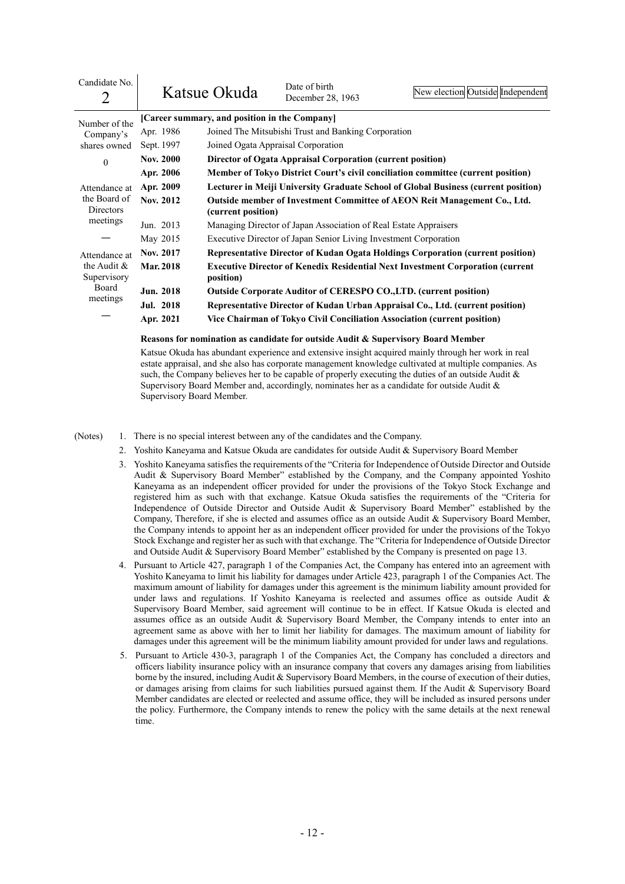| Candidate No. 2 | Katsue Okuda | Date of birth December 28, 1963 | New election Outside Independent |
|---|---|---|---|

| Number of the Company's shares owned | [Career summary, and position in the Company] | |
|---|---|---|
| 0 | Apr. 1986 | Joined The Mitsubishi Trust and Banking Corporation |
| | Sept. 1997 | Joined Ogata Appraisal Corporation |
| | **Nov. 2000** | **Director of Ogata Appraisal Corporation (current position)** |
| | **Apr. 2006** | **Member of Tokyo District Court's civil conciliation committee (current position)** |
| Attendance at the Board of Directors meetings | **Apr. 2009** | **Lecturer in Meiji University Graduate School of Global Business (current position)** |
| — | **Nov. 2012** | **Outside member of Investment Committee of AEON Reit Management Co., Ltd. (current position)** |
| | Jun. 2013 | Managing Director of Japan Association of Real Estate Appraisers |
| | May 2015 | Executive Director of Japan Senior Living Investment Corporation |
| Attendance at the Audit & Supervisory Board meetings | **Nov. 2017** | **Representative Director of Kudan Ogata Holdings Corporation (current position)** |
| — | **Mar. 2018** | **Executive Director of Kenedix Residential Next Investment Corporation (current position)** |
| | **Jun. 2018** | **Outside Corporate Auditor of CERESPO CO.,LTD. (current position)** |
| | **Jul. 2018** | **Representative Director of Kudan Urban Appraisal Co., Ltd. (current position)** |
| | **Apr. 2021** | **Vice Chairman of Tokyo Civil Conciliation Association (current position)** |

**Reasons for nomination as candidate for outside Audit & Supervisory Board Member**

Katsue Okuda has abundant experience and extensive insight acquired mainly through her work in real estate appraisal, and she also has corporate management knowledge cultivated at multiple companies. As such, the Company believes her to be capable of properly executing the duties of an outside Audit & Supervisory Board Member and, accordingly, nominates her as a candidate for outside Audit & Supervisory Board Member.

(Notes)

1. There is no special interest between any of the candidates and the Company.
2. Yoshito Kaneyama and Katsue Okuda are candidates for outside Audit & Supervisory Board Member
3. Yoshito Kaneyama satisfies the requirements of the "Criteria for Independence of Outside Director and Outside Audit & Supervisory Board Member" established by the Company, and the Company appointed Yoshito Kaneyama as an independent officer provided for under the provisions of the Tokyo Stock Exchange and registered him as such with that exchange. Katsue Okuda satisfies the requirements of the "Criteria for Independence of Outside Director and Outside Audit & Supervisory Board Member" established by the Company, Therefore, if she is elected and assumes office as an outside Audit & Supervisory Board Member, the Company intends to appoint her as an independent officer provided for under the provisions of the Tokyo Stock Exchange and register her as such with that exchange. The "Criteria for Independence of Outside Director and Outside Audit & Supervisory Board Member" established by the Company is presented on page 13.
4. Pursuant to Article 427, paragraph 1 of the Companies Act, the Company has entered into an agreement with Yoshito Kaneyama to limit his liability for damages under Article 423, paragraph 1 of the Companies Act. The maximum amount of liability for damages under this agreement is the minimum liability amount provided for under laws and regulations. If Yoshito Kaneyama is reelected and assumes office as outside Audit & Supervisory Board Member, said agreement will continue to be in effect. If Katsue Okuda is elected and assumes office as an outside Audit & Supervisory Board Member, the Company intends to enter into an agreement same as above with her to limit her liability for damages. The maximum amount of liability for damages under this agreement will be the minimum liability amount provided for under laws and regulations.
5. Pursuant to Article 430-3, paragraph 1 of the Companies Act, the Company has concluded a directors and officers liability insurance policy with an insurance company that covers any damages arising from liabilities borne by the insured, including Audit & Supervisory Board Members, in the course of execution of their duties, or damages arising from claims for such liabilities pursued against them. If the Audit & Supervisory Board Member candidates are elected or reelected and assume office, they will be included as insured persons under the policy. Furthermore, the Company intends to renew the policy with the same details at the next renewal time.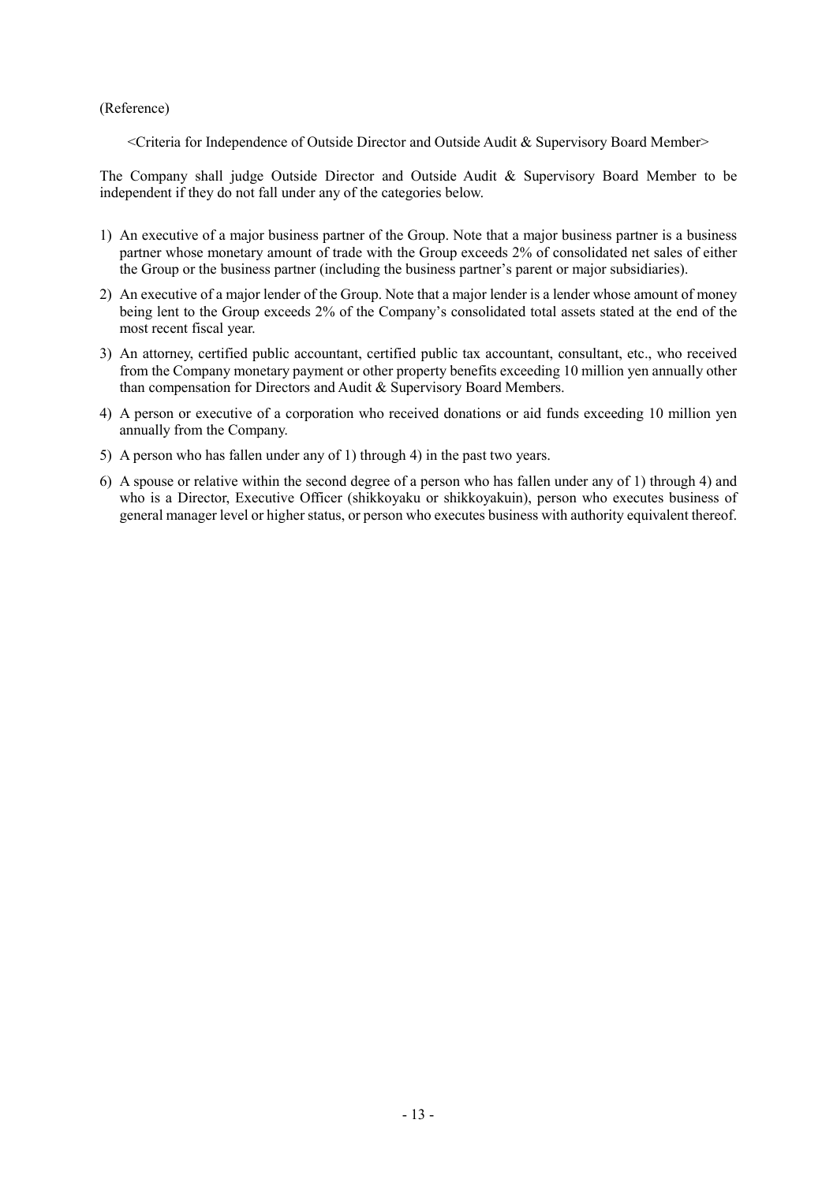(Reference)

<Criteria for Independence of Outside Director and Outside Audit & Supervisory Board Member>

The Company shall judge Outside Director and Outside Audit & Supervisory Board Member to be independent if they do not fall under any of the categories below.

1) An executive of a major business partner of the Group. Note that a major business partner is a business partner whose monetary amount of trade with the Group exceeds 2% of consolidated net sales of either the Group or the business partner (including the business partner's parent or major subsidiaries).
2) An executive of a major lender of the Group. Note that a major lender is a lender whose amount of money being lent to the Group exceeds 2% of the Company's consolidated total assets stated at the end of the most recent fiscal year.
3) An attorney, certified public accountant, certified public tax accountant, consultant, etc., who received from the Company monetary payment or other property benefits exceeding 10 million yen annually other than compensation for Directors and Audit & Supervisory Board Members.
4) A person or executive of a corporation who received donations or aid funds exceeding 10 million yen annually from the Company.
5) A person who has fallen under any of 1) through 4) in the past two years.
6) A spouse or relative within the second degree of a person who has fallen under any of 1) through 4) and who is a Director, Executive Officer (shikkoyaku or shikkoyakuin), person who executes business of general manager level or higher status, or person who executes business with authority equivalent thereof.